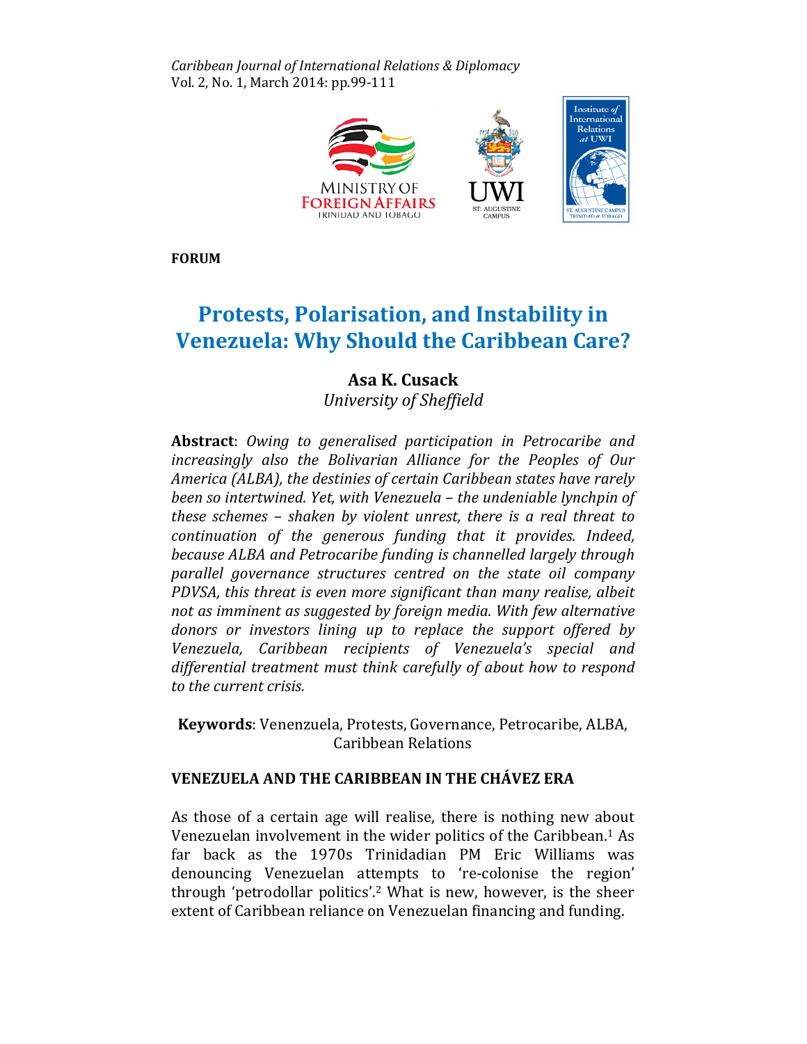FORUM

# Protests, Polarisation, and Instability in Venezuela: Why Should the Caribbean Care?

**Asa K. Cusack**
*University of Sheffield*

**Abstract**: *Owing to generalised participation in Petrocaribe and increasingly also the Bolivarian Alliance for the Peoples of Our America (ALBA), the destinies of certain Caribbean states have rarely been so intertwined. Yet, with Venezuela – the undeniable lynchpin of these schemes – shaken by violent unrest, there is a real threat to continuation of the generous funding that it provides. Indeed, because ALBA and Petrocaribe funding is channelled largely through parallel governance structures centred on the state oil company PDVSA, this threat is even more significant than many realise, albeit not as imminent as suggested by foreign media. With few alternative donors or investors lining up to replace the support offered by Venezuela, Caribbean recipients of Venezuela's special and differential treatment must think carefully of about how to respond to the current crisis.*

**Keywords**: Venezuela, Protests, Governance, Petrocaribe, ALBA, Caribbean Relations

## VENEZUELA AND THE CARIBBEAN IN THE CHÁVEZ ERA

As those of a certain age will realise, there is nothing new about Venezuelan involvement in the wider politics of the Caribbean.[1] As far back as the 1970s Trinidadian PM Eric Williams was denouncing Venezuelan attempts to 're-colonise the region' through 'petrodollar politics'.[2] What is new, however, is the sheer extent of Caribbean reliance on Venezuelan financing and funding.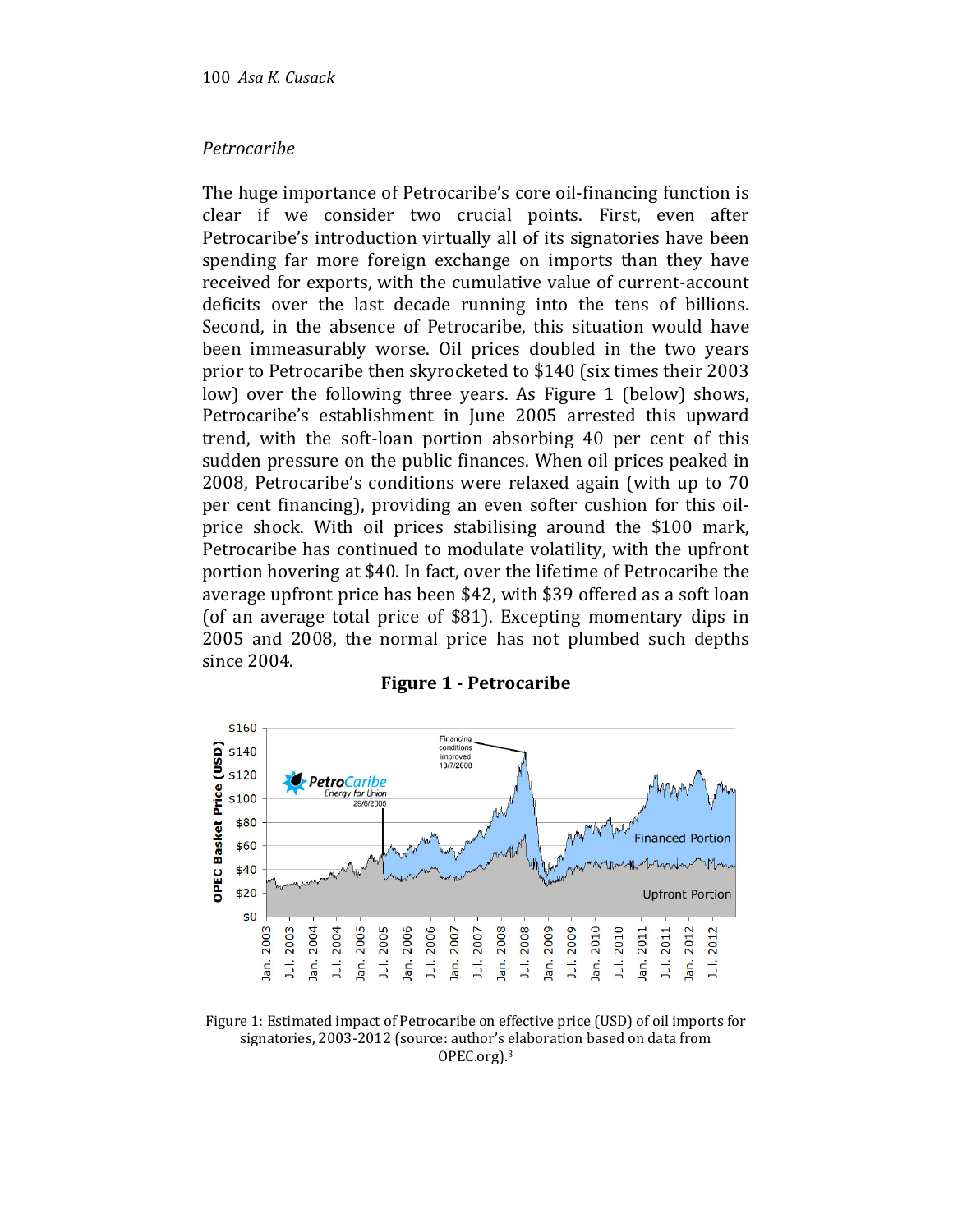*Petrocaribe*

The huge importance of Petrocaribe's core oil-financing function is clear if we consider two crucial points. First, even after Petrocaribe's introduction virtually all of its signatories have been spending far more foreign exchange on imports than they have received for exports, with the cumulative value of current-account deficits over the last decade running into the tens of billions. Second, in the absence of Petrocaribe, this situation would have been immeasurably worse. Oil prices doubled in the two years prior to Petrocaribe then skyrocketed to $140 (six times their 2003 low) over the following three years. As Figure 1 (below) shows, Petrocaribe's establishment in June 2005 arrested this upward trend, with the soft-loan portion absorbing 40 per cent of this sudden pressure on the public finances. When oil prices peaked in 2008, Petrocaribe's conditions were relaxed again (with up to 70 per cent financing), providing an even softer cushion for this oil-price shock. With oil prices stabilising around the $100 mark, Petrocaribe has continued to modulate volatility, with the upfront portion hovering at $40. In fact, over the lifetime of Petrocaribe the average upfront price has been $42, with $39 offered as a soft loan (of an average total price of $81). Excepting momentary dips in 2005 and 2008, the normal price has not plumbed such depths since 2004.

**Figure 1 - Petrocaribe**

Figure 1: Estimated impact of Petrocaribe on effective price (USD) of oil imports for signatories, 2003-2012 (source: author's elaboration based on data from OPEC.org).[3]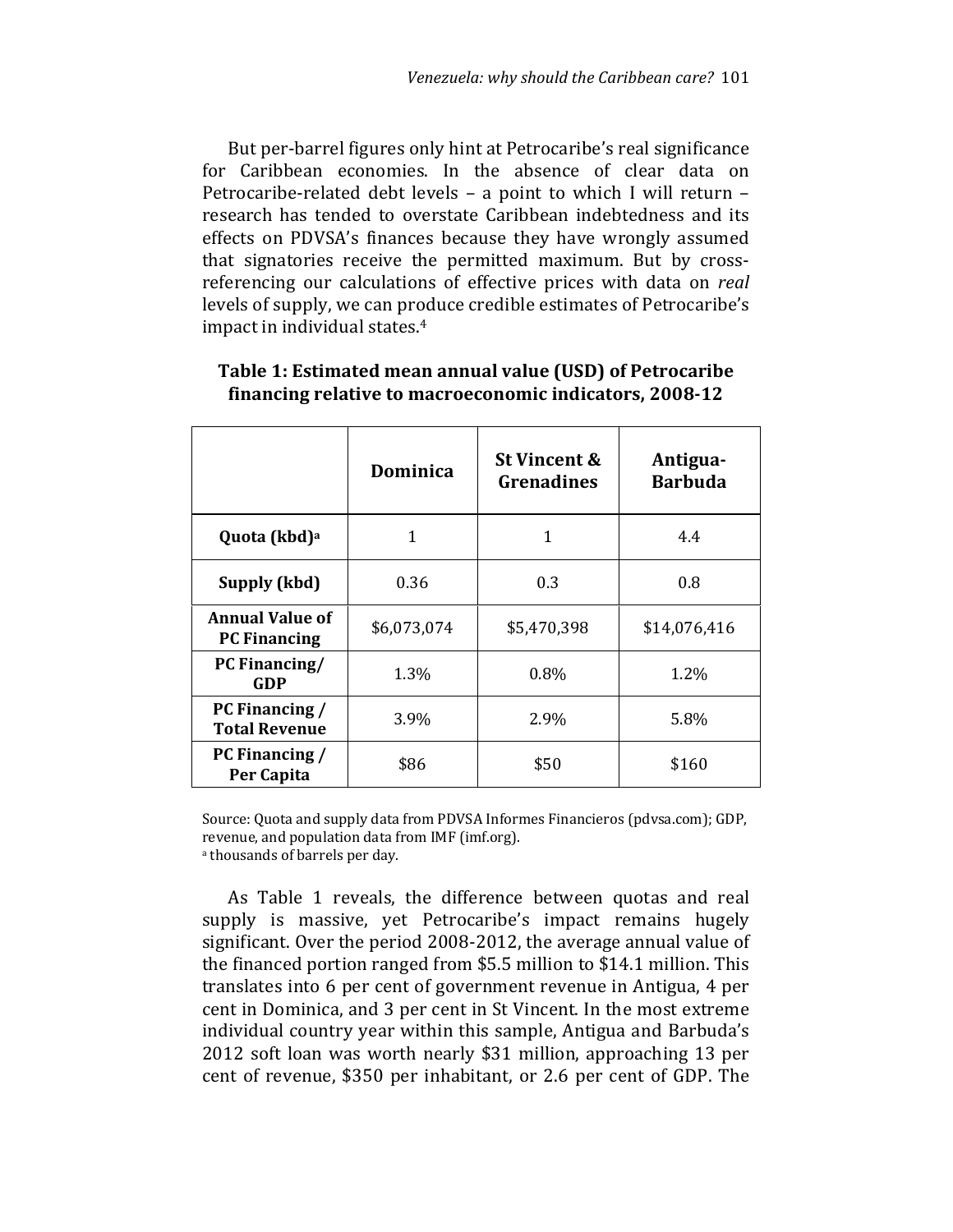But per-barrel figures only hint at Petrocaribe's real significance for Caribbean economies. In the absence of clear data on Petrocaribe-related debt levels – a point to which I will return – research has tended to overstate Caribbean indebtedness and its effects on PDVSA's finances because they have wrongly assumed that signatories receive the permitted maximum. But by cross-referencing our calculations of effective prices with data on *real* levels of supply, we can produce credible estimates of Petrocaribe's impact in individual states.[4]

**Table 1: Estimated mean annual value (USD) of Petrocaribe financing relative to macroeconomic indicators, 2008-12**

| | Dominica | St Vincent & Grenadines | Antigua-Barbuda |
|---|---|---|---|
| **Quota (kbd)[a]** | 1 | 1 | 4.4 |
| **Supply (kbd)** | 0.36 | 0.3 | 0.8 |
| **Annual Value of PC Financing** | $6,073,074 | $5,470,398 | $14,076,416 |
| **PC Financing/ GDP** | 1.3% | 0.8% | 1.2% |
| **PC Financing / Total Revenue** | 3.9% | 2.9% | 5.8% |
| **PC Financing / Per Capita** | $86 | $50 | $160 |

Source: Quota and supply data from PDVSA Informes Financieros (pdvsa.com); GDP, revenue, and population data from IMF (imf.org).
[a] thousands of barrels per day.

As Table 1 reveals, the difference between quotas and real supply is massive, yet Petrocaribe's impact remains hugely significant. Over the period 2008-2012, the average annual value of the financed portion ranged from $5.5 million to $14.1 million. This translates into 6 per cent of government revenue in Antigua, 4 per cent in Dominica, and 3 per cent in St Vincent. In the most extreme individual country year within this sample, Antigua and Barbuda's 2012 soft loan was worth nearly $31 million, approaching 13 per cent of revenue, $350 per inhabitant, or 2.6 per cent of GDP. The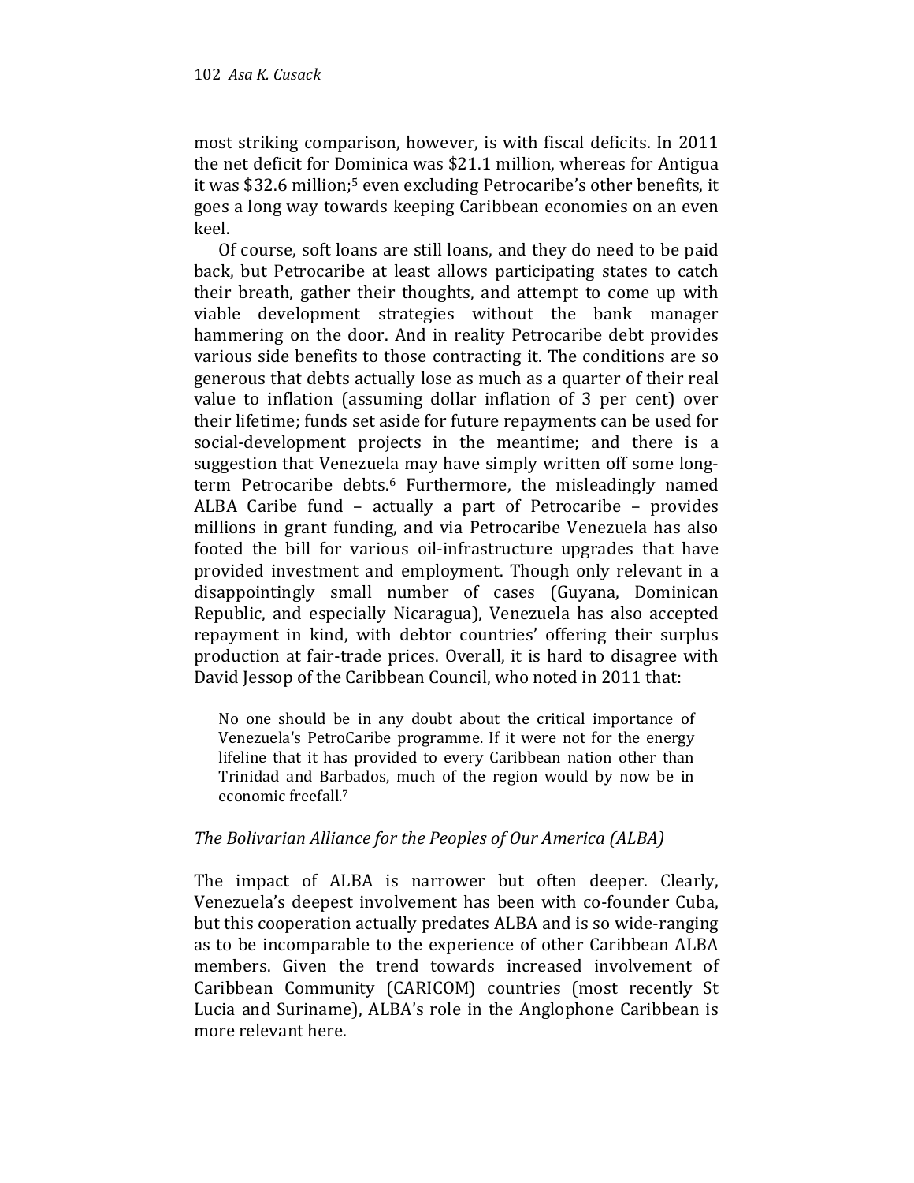most striking comparison, however, is with fiscal deficits. In 2011 the net deficit for Dominica was $21.1 million, whereas for Antigua it was $32.6 million;[5] even excluding Petrocaribe's other benefits, it goes a long way towards keeping Caribbean economies on an even keel.

Of course, soft loans are still loans, and they do need to be paid back, but Petrocaribe at least allows participating states to catch their breath, gather their thoughts, and attempt to come up with viable development strategies without the bank manager hammering on the door. And in reality Petrocaribe debt provides various side benefits to those contracting it. The conditions are so generous that debts actually lose as much as a quarter of their real value to inflation (assuming dollar inflation of 3 per cent) over their lifetime; funds set aside for future repayments can be used for social-development projects in the meantime; and there is a suggestion that Venezuela may have simply written off some long-term Petrocaribe debts.[6] Furthermore, the misleadingly named ALBA Caribe fund – actually a part of Petrocaribe – provides millions in grant funding, and via Petrocaribe Venezuela has also footed the bill for various oil-infrastructure upgrades that have provided investment and employment. Though only relevant in a disappointingly small number of cases (Guyana, Dominican Republic, and especially Nicaragua), Venezuela has also accepted repayment in kind, with debtor countries' offering their surplus production at fair-trade prices. Overall, it is hard to disagree with David Jessop of the Caribbean Council, who noted in 2011 that:

> No one should be in any doubt about the critical importance of Venezuela's PetroCaribe programme. If it were not for the energy lifeline that it has provided to every Caribbean nation other than Trinidad and Barbados, much of the region would by now be in economic freefall.[7]

### *The Bolivarian Alliance for the Peoples of Our America (ALBA)*

The impact of ALBA is narrower but often deeper. Clearly, Venezuela's deepest involvement has been with co-founder Cuba, but this cooperation actually predates ALBA and is so wide-ranging as to be incomparable to the experience of other Caribbean ALBA members. Given the trend towards increased involvement of Caribbean Community (CARICOM) countries (most recently St Lucia and Suriname), ALBA's role in the Anglophone Caribbean is more relevant here.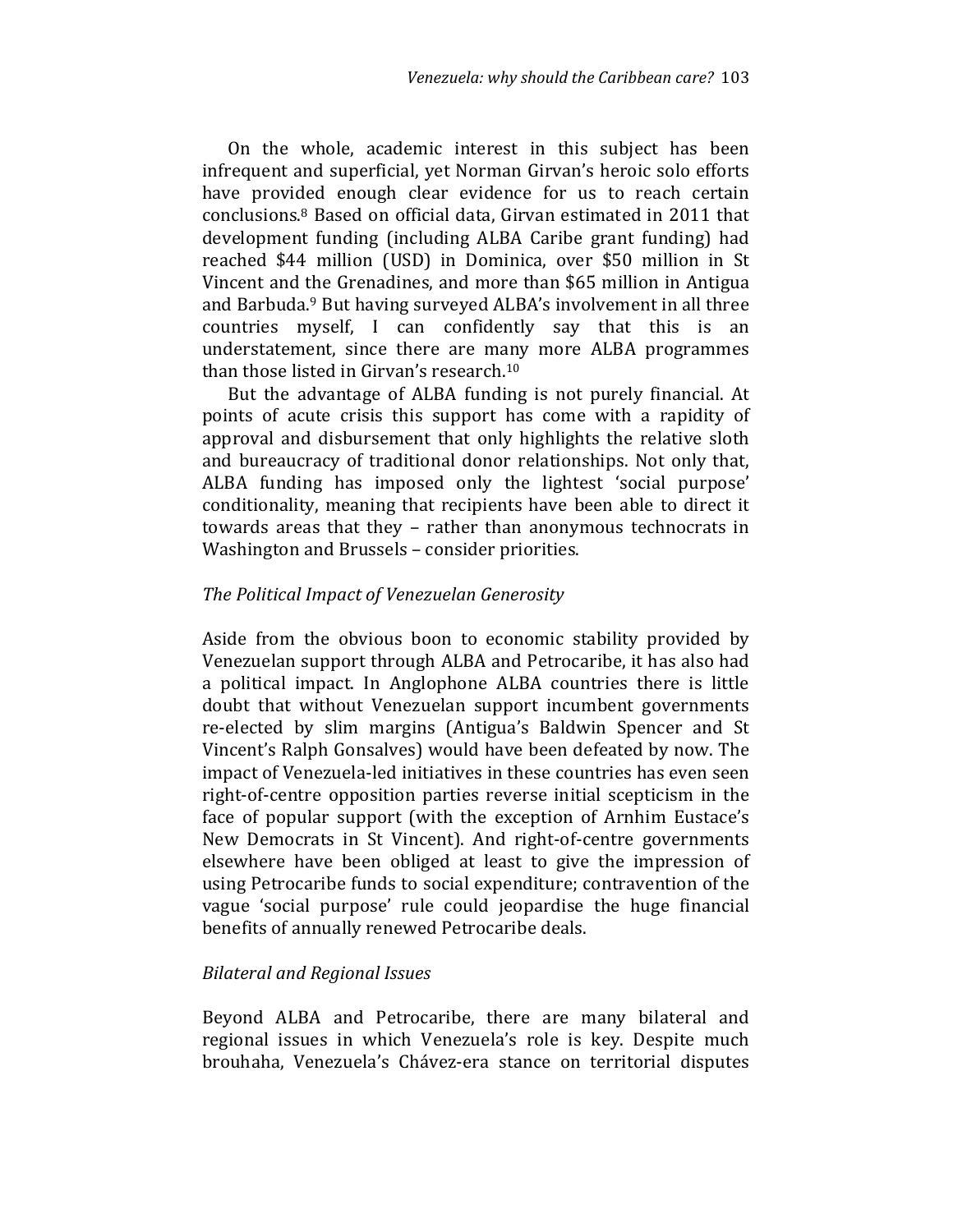On the whole, academic interest in this subject has been infrequent and superficial, yet Norman Girvan's heroic solo efforts have provided enough clear evidence for us to reach certain conclusions.[8] Based on official data, Girvan estimated in 2011 that development funding (including ALBA Caribe grant funding) had reached $44 million (USD) in Dominica, over $50 million in St Vincent and the Grenadines, and more than $65 million in Antigua and Barbuda.[9] But having surveyed ALBA's involvement in all three countries myself, I can confidently say that this is an understatement, since there are many more ALBA programmes than those listed in Girvan's research.[10]

But the advantage of ALBA funding is not purely financial. At points of acute crisis this support has come with a rapidity of approval and disbursement that only highlights the relative sloth and bureaucracy of traditional donor relationships. Not only that, ALBA funding has imposed only the lightest 'social purpose' conditionality, meaning that recipients have been able to direct it towards areas that they – rather than anonymous technocrats in Washington and Brussels – consider priorities.

### *The Political Impact of Venezuelan Generosity*

Aside from the obvious boon to economic stability provided by Venezuelan support through ALBA and Petrocaribe, it has also had a political impact. In Anglophone ALBA countries there is little doubt that without Venezuelan support incumbent governments re-elected by slim margins (Antigua's Baldwin Spencer and St Vincent's Ralph Gonsalves) would have been defeated by now. The impact of Venezuela-led initiatives in these countries has even seen right-of-centre opposition parties reverse initial scepticism in the face of popular support (with the exception of Arnhim Eustace's New Democrats in St Vincent). And right-of-centre governments elsewhere have been obliged at least to give the impression of using Petrocaribe funds to social expenditure; contravention of the vague 'social purpose' rule could jeopardise the huge financial benefits of annually renewed Petrocaribe deals.

### *Bilateral and Regional Issues*

Beyond ALBA and Petrocaribe, there are many bilateral and regional issues in which Venezuela's role is key. Despite much brouhaha, Venezuela's Chávez-era stance on territorial disputes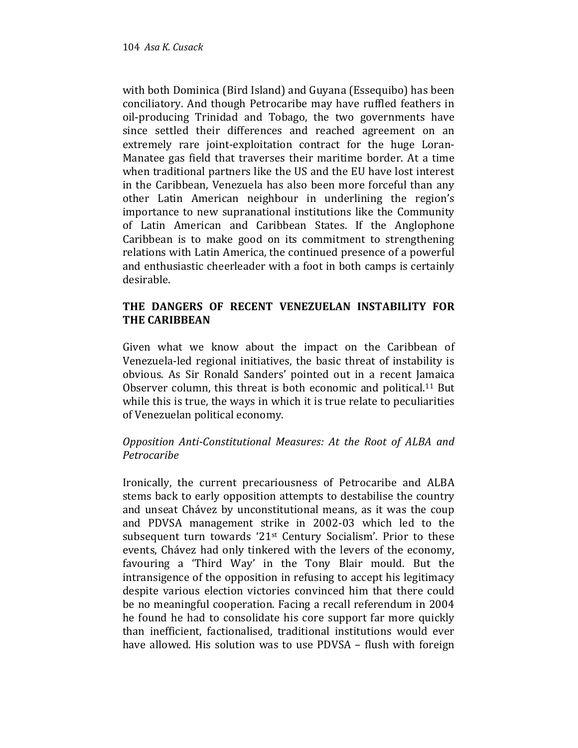with both Dominica (Bird Island) and Guyana (Essequibo) has been conciliatory. And though Petrocaribe may have ruffled feathers in oil-producing Trinidad and Tobago, the two governments have since settled their differences and reached agreement on an extremely rare joint-exploitation contract for the huge Loran-Manatee gas field that traverses their maritime border. At a time when traditional partners like the US and the EU have lost interest in the Caribbean, Venezuela has also been more forceful than any other Latin American neighbour in underlining the region's importance to new supranational institutions like the Community of Latin American and Caribbean States. If the Anglophone Caribbean is to make good on its commitment to strengthening relations with Latin America, the continued presence of a powerful and enthusiastic cheerleader with a foot in both camps is certainly desirable.

## THE DANGERS OF RECENT VENEZUELAN INSTABILITY FOR THE CARIBBEAN

Given what we know about the impact on the Caribbean of Venezuela-led regional initiatives, the basic threat of instability is obvious. As Sir Ronald Sanders' pointed out in a recent Jamaica Observer column, this threat is both economic and political.[11] But while this is true, the ways in which it is true relate to peculiarities of Venezuelan political economy.

### *Opposition Anti-Constitutional Measures: At the Root of ALBA and Petrocaribe*

Ironically, the current precariousness of Petrocaribe and ALBA stems back to early opposition attempts to destabilise the country and unseat Chávez by unconstitutional means, as it was the coup and PDVSA management strike in 2002-03 which led to the subsequent turn towards '21st Century Socialism'. Prior to these events, Chávez had only tinkered with the levers of the economy, favouring a 'Third Way' in the Tony Blair mould. But the intransigence of the opposition in refusing to accept his legitimacy despite various election victories convinced him that there could be no meaningful cooperation. Facing a recall referendum in 2004 he found he had to consolidate his core support far more quickly than inefficient, factionalised, traditional institutions would ever have allowed. His solution was to use PDVSA – flush with foreign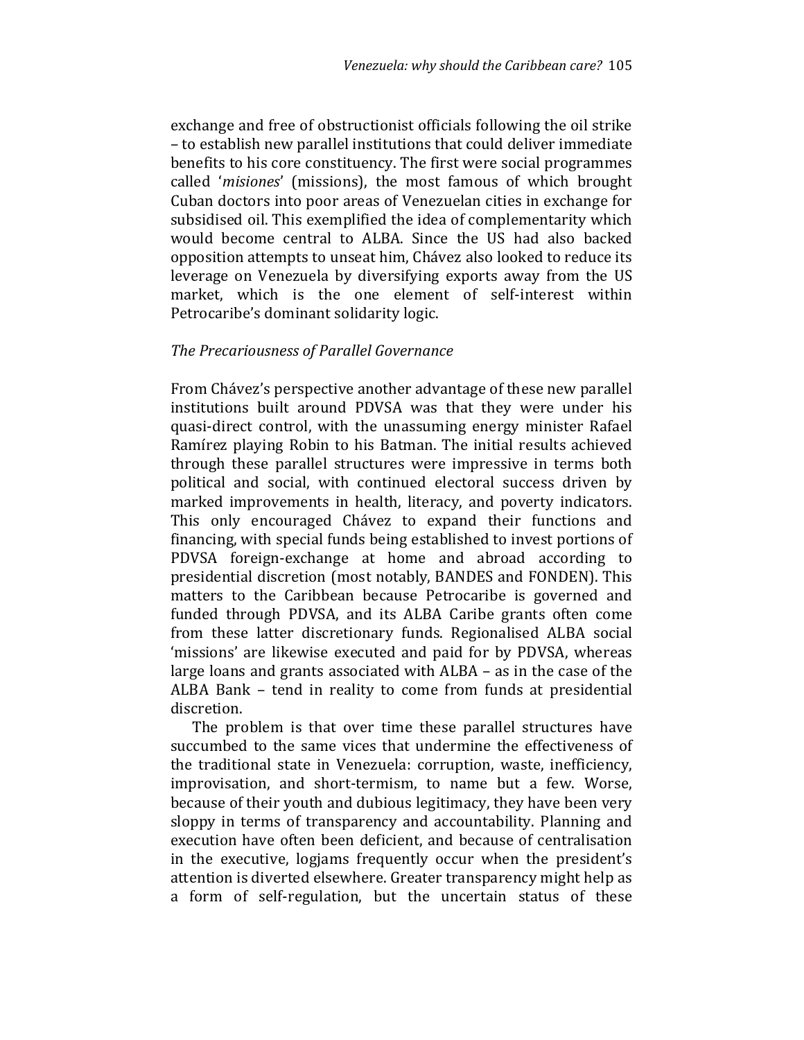exchange and free of obstructionist officials following the oil strike – to establish new parallel institutions that could deliver immediate benefits to his core constituency. The first were social programmes called '*misiones*' (missions), the most famous of which brought Cuban doctors into poor areas of Venezuelan cities in exchange for subsidised oil. This exemplified the idea of complementarity which would become central to ALBA. Since the US had also backed opposition attempts to unseat him, Chávez also looked to reduce its leverage on Venezuela by diversifying exports away from the US market, which is the one element of self-interest within Petrocaribe's dominant solidarity logic.

*The Precariousness of Parallel Governance*

From Chávez's perspective another advantage of these new parallel institutions built around PDVSA was that they were under his quasi-direct control, with the unassuming energy minister Rafael Ramírez playing Robin to his Batman. The initial results achieved through these parallel structures were impressive in terms both political and social, with continued electoral success driven by marked improvements in health, literacy, and poverty indicators. This only encouraged Chávez to expand their functions and financing, with special funds being established to invest portions of PDVSA foreign-exchange at home and abroad according to presidential discretion (most notably, BANDES and FONDEN). This matters to the Caribbean because Petrocaribe is governed and funded through PDVSA, and its ALBA Caribe grants often come from these latter discretionary funds. Regionalised ALBA social 'missions' are likewise executed and paid for by PDVSA, whereas large loans and grants associated with ALBA – as in the case of the ALBA Bank – tend in reality to come from funds at presidential discretion.

The problem is that over time these parallel structures have succumbed to the same vices that undermine the effectiveness of the traditional state in Venezuela: corruption, waste, inefficiency, improvisation, and short-termism, to name but a few. Worse, because of their youth and dubious legitimacy, they have been very sloppy in terms of transparency and accountability. Planning and execution have often been deficient, and because of centralisation in the executive, logjams frequently occur when the president's attention is diverted elsewhere. Greater transparency might help as a form of self-regulation, but the uncertain status of these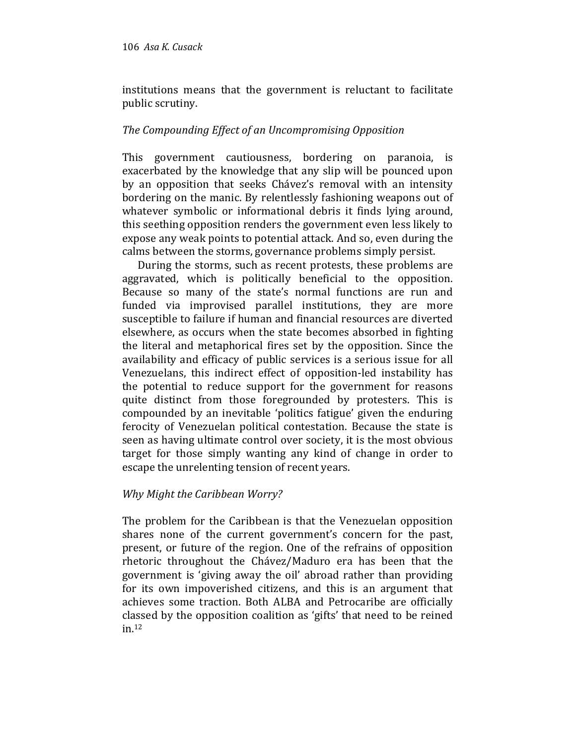institutions means that the government is reluctant to facilitate public scrutiny.

*The Compounding Effect of an Uncompromising Opposition*

This government cautiousness, bordering on paranoia, is exacerbated by the knowledge that any slip will be pounced upon by an opposition that seeks Chávez's removal with an intensity bordering on the manic. By relentlessly fashioning weapons out of whatever symbolic or informational debris it finds lying around, this seething opposition renders the government even less likely to expose any weak points to potential attack. And so, even during the calms between the storms, governance problems simply persist.

During the storms, such as recent protests, these problems are aggravated, which is politically beneficial to the opposition. Because so many of the state's normal functions are run and funded via improvised parallel institutions, they are more susceptible to failure if human and financial resources are diverted elsewhere, as occurs when the state becomes absorbed in fighting the literal and metaphorical fires set by the opposition. Since the availability and efficacy of public services is a serious issue for all Venezuelans, this indirect effect of opposition-led instability has the potential to reduce support for the government for reasons quite distinct from those foregrounded by protesters. This is compounded by an inevitable 'politics fatigue' given the enduring ferocity of Venezuelan political contestation. Because the state is seen as having ultimate control over society, it is the most obvious target for those simply wanting any kind of change in order to escape the unrelenting tension of recent years.

*Why Might the Caribbean Worry?*

The problem for the Caribbean is that the Venezuelan opposition shares none of the current government's concern for the past, present, or future of the region. One of the refrains of opposition rhetoric throughout the Chávez/Maduro era has been that the government is 'giving away the oil' abroad rather than providing for its own impoverished citizens, and this is an argument that achieves some traction. Both ALBA and Petrocaribe are officially classed by the opposition coalition as 'gifts' that need to be reined in.[12]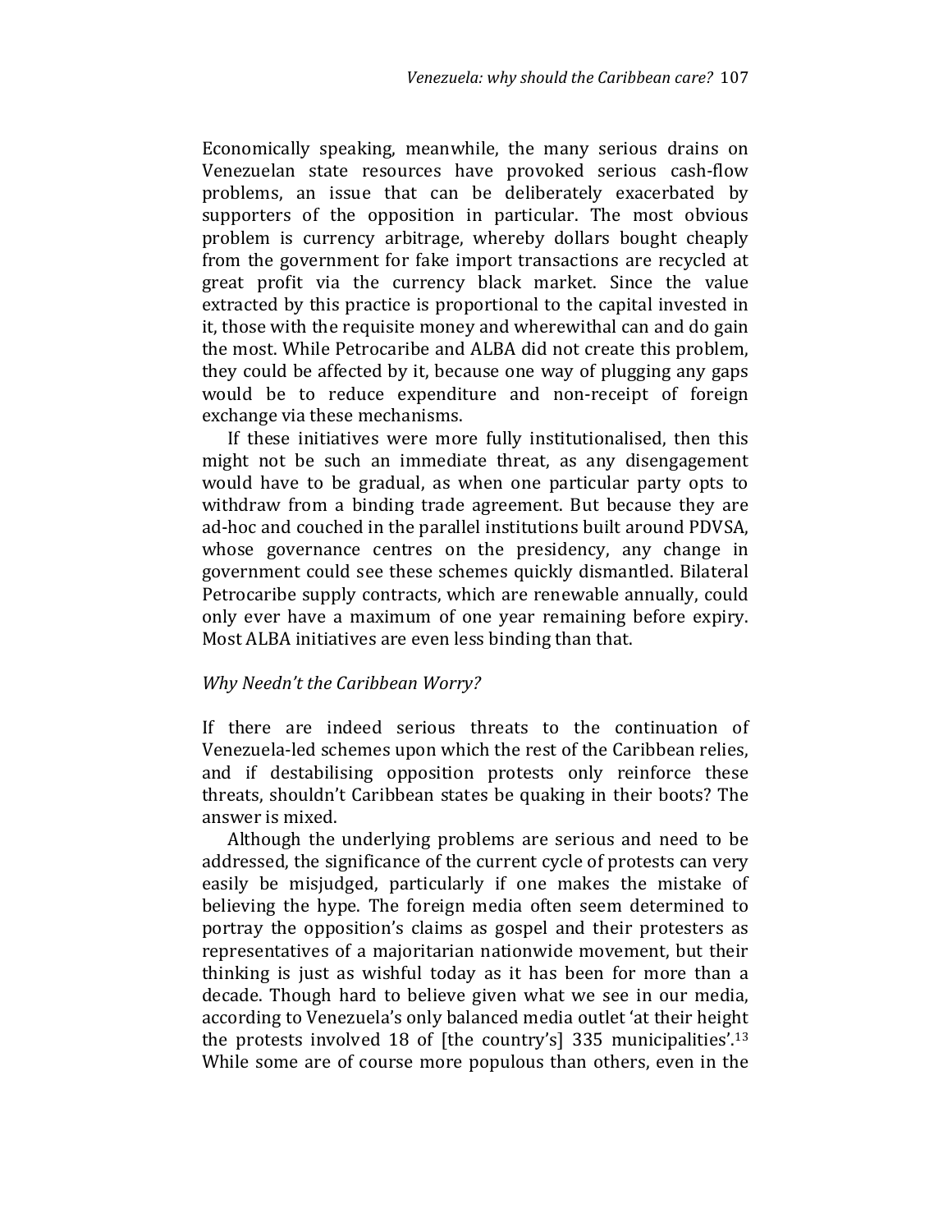Economically speaking, meanwhile, the many serious drains on Venezuelan state resources have provoked serious cash-flow problems, an issue that can be deliberately exacerbated by supporters of the opposition in particular. The most obvious problem is currency arbitrage, whereby dollars bought cheaply from the government for fake import transactions are recycled at great profit via the currency black market. Since the value extracted by this practice is proportional to the capital invested in it, those with the requisite money and wherewithal can and do gain the most. While Petrocaribe and ALBA did not create this problem, they could be affected by it, because one way of plugging any gaps would be to reduce expenditure and non-receipt of foreign exchange via these mechanisms.

If these initiatives were more fully institutionalised, then this might not be such an immediate threat, as any disengagement would have to be gradual, as when one particular party opts to withdraw from a binding trade agreement. But because they are ad-hoc and couched in the parallel institutions built around PDVSA, whose governance centres on the presidency, any change in government could see these schemes quickly dismantled. Bilateral Petrocaribe supply contracts, which are renewable annually, could only ever have a maximum of one year remaining before expiry. Most ALBA initiatives are even less binding than that.

### *Why Needn't the Caribbean Worry?*

If there are indeed serious threats to the continuation of Venezuela-led schemes upon which the rest of the Caribbean relies, and if destabilising opposition protests only reinforce these threats, shouldn't Caribbean states be quaking in their boots? The answer is mixed.

Although the underlying problems are serious and need to be addressed, the significance of the current cycle of protests can very easily be misjudged, particularly if one makes the mistake of believing the hype. The foreign media often seem determined to portray the opposition's claims as gospel and their protesters as representatives of a majoritarian nationwide movement, but their thinking is just as wishful today as it has been for more than a decade. Though hard to believe given what we see in our media, according to Venezuela's only balanced media outlet 'at their height the protests involved 18 of [the country's] 335 municipalities'.[13] While some are of course more populous than others, even in the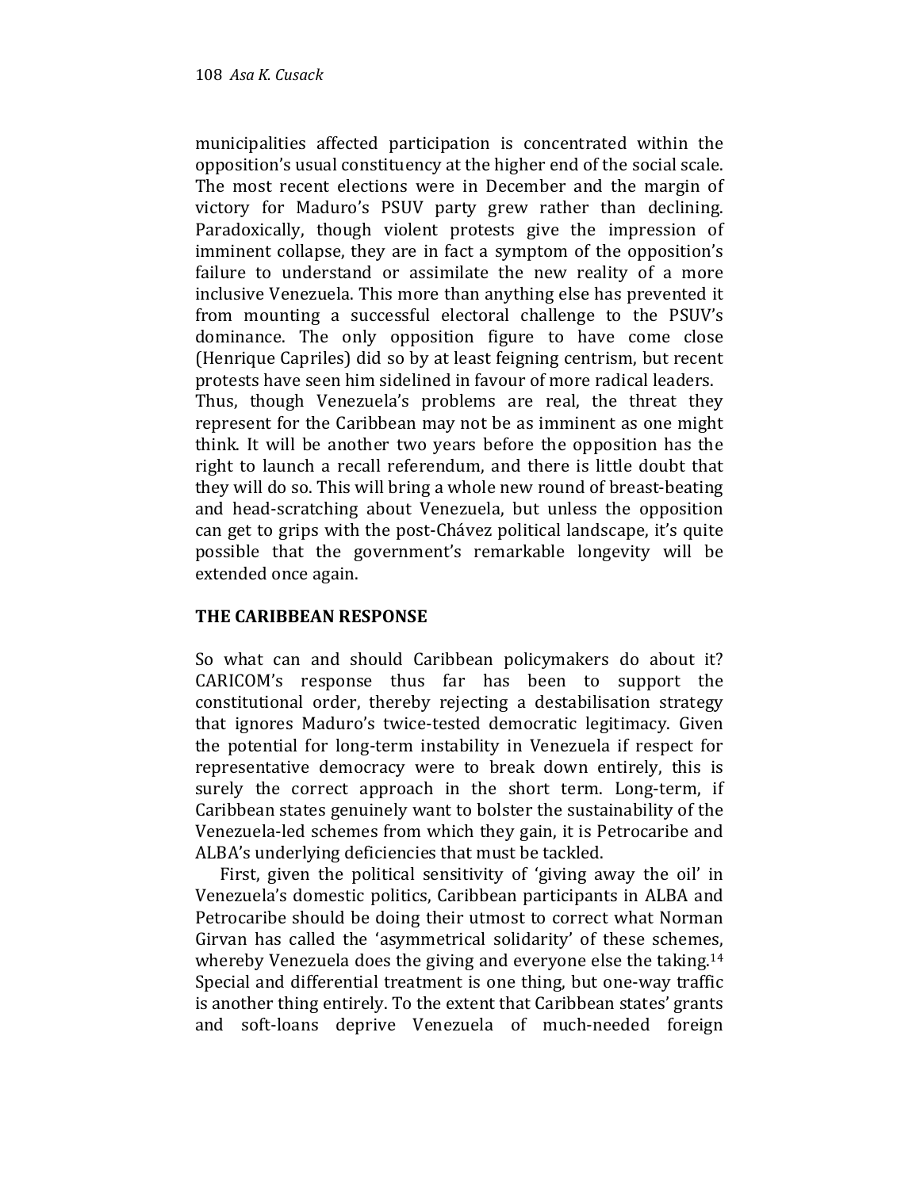municipalities affected participation is concentrated within the opposition's usual constituency at the higher end of the social scale. The most recent elections were in December and the margin of victory for Maduro's PSUV party grew rather than declining. Paradoxically, though violent protests give the impression of imminent collapse, they are in fact a symptom of the opposition's failure to understand or assimilate the new reality of a more inclusive Venezuela. This more than anything else has prevented it from mounting a successful electoral challenge to the PSUV's dominance. The only opposition figure to have come close (Henrique Capriles) did so by at least feigning centrism, but recent protests have seen him sidelined in favour of more radical leaders.

Thus, though Venezuela's problems are real, the threat they represent for the Caribbean may not be as imminent as one might think. It will be another two years before the opposition has the right to launch a recall referendum, and there is little doubt that they will do so. This will bring a whole new round of breast-beating and head-scratching about Venezuela, but unless the opposition can get to grips with the post-Chávez political landscape, it's quite possible that the government's remarkable longevity will be extended once again.

## THE CARIBBEAN RESPONSE

So what can and should Caribbean policymakers do about it? CARICOM's response thus far has been to support the constitutional order, thereby rejecting a destabilisation strategy that ignores Maduro's twice-tested democratic legitimacy. Given the potential for long-term instability in Venezuela if respect for representative democracy were to break down entirely, this is surely the correct approach in the short term. Long-term, if Caribbean states genuinely want to bolster the sustainability of the Venezuela-led schemes from which they gain, it is Petrocaribe and ALBA's underlying deficiencies that must be tackled.

First, given the political sensitivity of 'giving away the oil' in Venezuela's domestic politics, Caribbean participants in ALBA and Petrocaribe should be doing their utmost to correct what Norman Girvan has called the 'asymmetrical solidarity' of these schemes, whereby Venezuela does the giving and everyone else the taking.[14] Special and differential treatment is one thing, but one-way traffic is another thing entirely. To the extent that Caribbean states' grants and soft-loans deprive Venezuela of much-needed foreign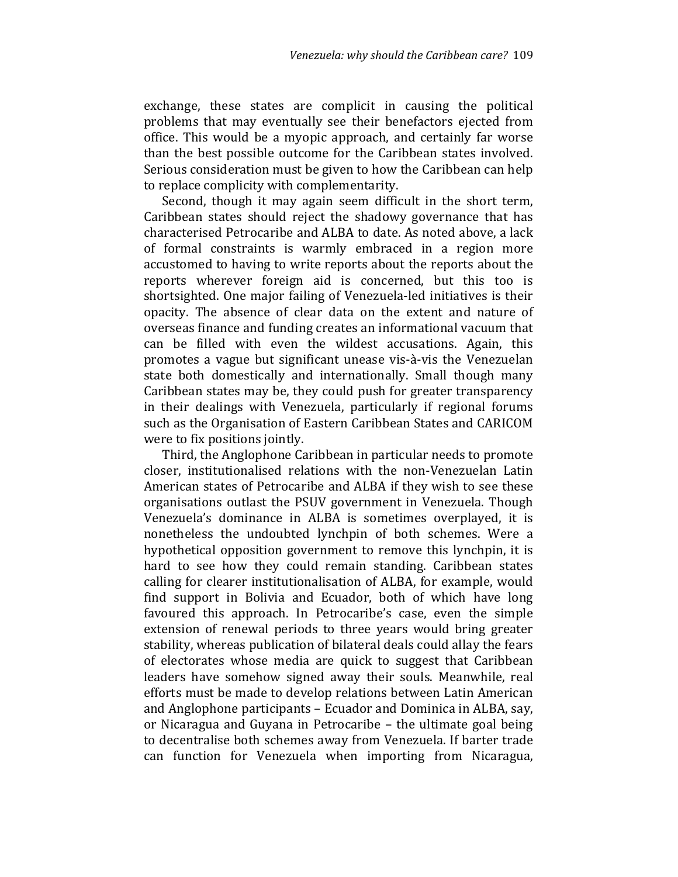exchange, these states are complicit in causing the political problems that may eventually see their benefactors ejected from office. This would be a myopic approach, and certainly far worse than the best possible outcome for the Caribbean states involved. Serious consideration must be given to how the Caribbean can help to replace complicity with complementarity.

Second, though it may again seem difficult in the short term, Caribbean states should reject the shadowy governance that has characterised Petrocaribe and ALBA to date. As noted above, a lack of formal constraints is warmly embraced in a region more accustomed to having to write reports about the reports about the reports wherever foreign aid is concerned, but this too is shortsighted. One major failing of Venezuela-led initiatives is their opacity. The absence of clear data on the extent and nature of overseas finance and funding creates an informational vacuum that can be filled with even the wildest accusations. Again, this promotes a vague but significant unease vis-à-vis the Venezuelan state both domestically and internationally. Small though many Caribbean states may be, they could push for greater transparency in their dealings with Venezuela, particularly if regional forums such as the Organisation of Eastern Caribbean States and CARICOM were to fix positions jointly.

Third, the Anglophone Caribbean in particular needs to promote closer, institutionalised relations with the non-Venezuelan Latin American states of Petrocaribe and ALBA if they wish to see these organisations outlast the PSUV government in Venezuela. Though Venezuela's dominance in ALBA is sometimes overplayed, it is nonetheless the undoubted lynchpin of both schemes. Were a hypothetical opposition government to remove this lynchpin, it is hard to see how they could remain standing. Caribbean states calling for clearer institutionalisation of ALBA, for example, would find support in Bolivia and Ecuador, both of which have long favoured this approach. In Petrocaribe's case, even the simple extension of renewal periods to three years would bring greater stability, whereas publication of bilateral deals could allay the fears of electorates whose media are quick to suggest that Caribbean leaders have somehow signed away their souls. Meanwhile, real efforts must be made to develop relations between Latin American and Anglophone participants – Ecuador and Dominica in ALBA, say, or Nicaragua and Guyana in Petrocaribe – the ultimate goal being to decentralise both schemes away from Venezuela. If barter trade can function for Venezuela when importing from Nicaragua,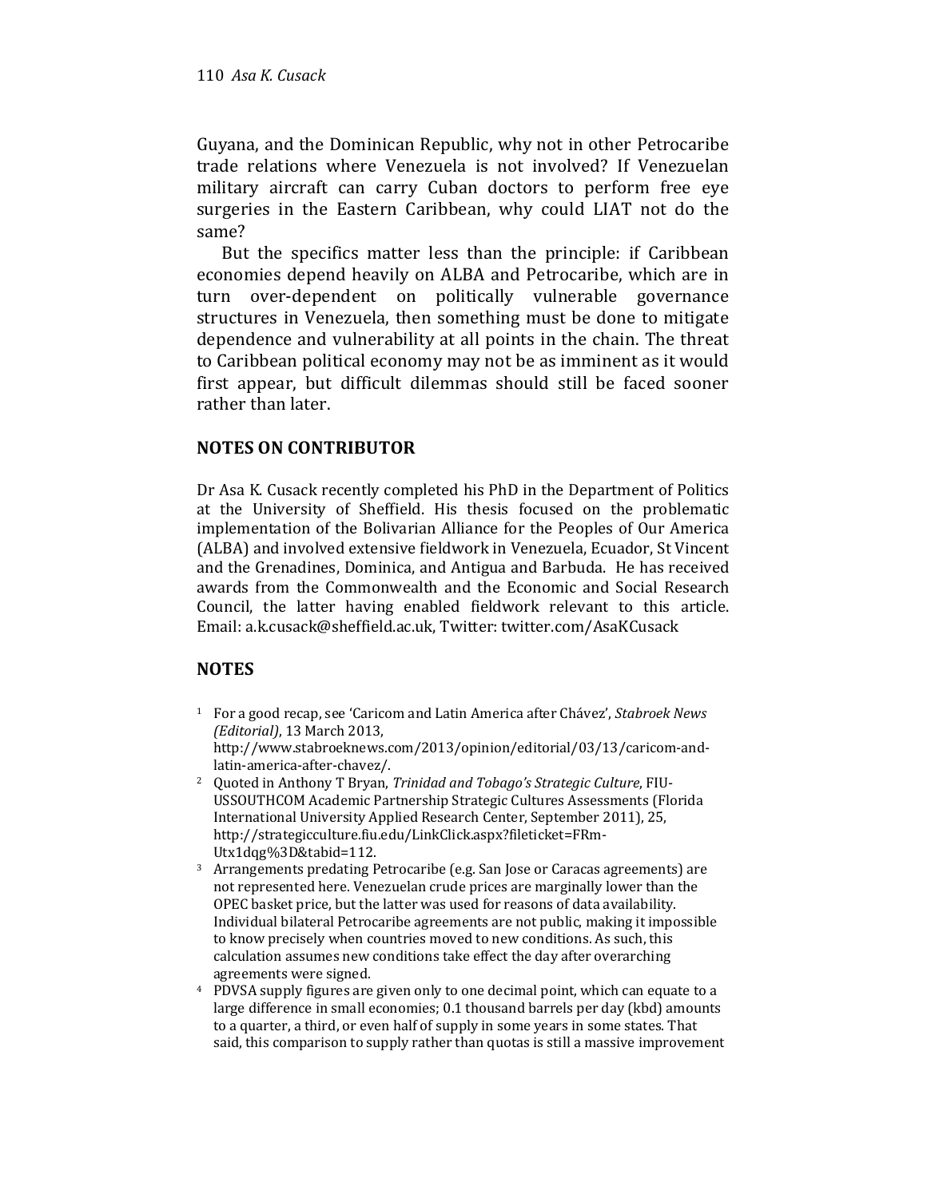Guyana, and the Dominican Republic, why not in other Petrocaribe trade relations where Venezuela is not involved? If Venezuelan military aircraft can carry Cuban doctors to perform free eye surgeries in the Eastern Caribbean, why could LIAT not do the same?

But the specifics matter less than the principle: if Caribbean economies depend heavily on ALBA and Petrocaribe, which are in turn over-dependent on politically vulnerable governance structures in Venezuela, then something must be done to mitigate dependence and vulnerability at all points in the chain. The threat to Caribbean political economy may not be as imminent as it would first appear, but difficult dilemmas should still be faced sooner rather than later.

## NOTES ON CONTRIBUTOR

Dr Asa K. Cusack recently completed his PhD in the Department of Politics at the University of Sheffield. His thesis focused on the problematic implementation of the Bolivarian Alliance for the Peoples of Our America (ALBA) and involved extensive fieldwork in Venezuela, Ecuador, St Vincent and the Grenadines, Dominica, and Antigua and Barbuda. He has received awards from the Commonwealth and the Economic and Social Research Council, the latter having enabled fieldwork relevant to this article. Email: a.k.cusack@sheffield.ac.uk, Twitter: twitter.com/AsaKCusack

## NOTES

1. For a good recap, see 'Caricom and Latin America after Chávez', *Stabroek News (Editorial)*, 13 March 2013, http://www.stabroeknews.com/2013/opinion/editorial/03/13/caricom-and-latin-america-after-chavez/.
2. Quoted in Anthony T Bryan, *Trinidad and Tobago's Strategic Culture*, FIU-USSOUTHCOM Academic Partnership Strategic Cultures Assessments (Florida International University Applied Research Center, September 2011), 25, http://strategicculture.fiu.edu/LinkClick.aspx?fileticket=FRm-Utx1dqg%3D&tabid=112.
3. Arrangements predating Petrocaribe (e.g. San Jose or Caracas agreements) are not represented here. Venezuelan crude prices are marginally lower than the OPEC basket price, but the latter was used for reasons of data availability. Individual bilateral Petrocaribe agreements are not public, making it impossible to know precisely when countries moved to new conditions. As such, this calculation assumes new conditions take effect the day after overarching agreements were signed.
4. PDVSA supply figures are given only to one decimal point, which can equate to a large difference in small economies; 0.1 thousand barrels per day (kbd) amounts to a quarter, a third, or even half of supply in some years in some states. That said, this comparison to supply rather than quotas is still a massive improvement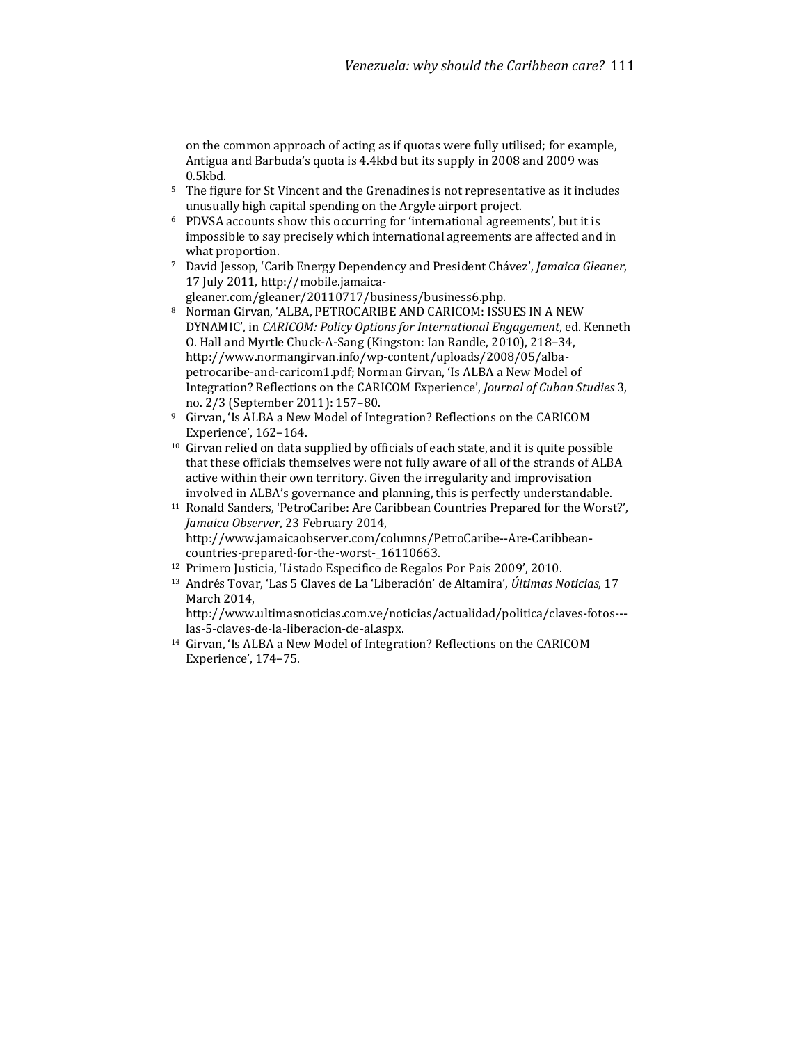on the common approach of acting as if quotas were fully utilised; for example, Antigua and Barbuda's quota is 4.4kbd but its supply in 2008 and 2009 was 0.5kbd.

[5] The figure for St Vincent and the Grenadines is not representative as it includes unusually high capital spending on the Argyle airport project.

[6] PDVSA accounts show this occurring for 'international agreements', but it is impossible to say precisely which international agreements are affected and in what proportion.

[7] David Jessop, 'Carib Energy Dependency and President Chávez', *Jamaica Gleaner*, 17 July 2011, http://mobile.jamaica-gleaner.com/gleaner/20110717/business/business6.php.

[8] Norman Girvan, 'ALBA, PETROCARIBE AND CARICOM: ISSUES IN A NEW DYNAMIC', in *CARICOM: Policy Options for International Engagement*, ed. Kenneth O. Hall and Myrtle Chuck-A-Sang (Kingston: Ian Randle, 2010), 218–34, http://www.normangirvan.info/wp-content/uploads/2008/05/alba-petrocaribe-and-caricom1.pdf; Norman Girvan, 'Is ALBA a New Model of Integration? Reflections on the CARICOM Experience', *Journal of Cuban Studies* 3, no. 2/3 (September 2011): 157–80.

[9] Girvan, 'Is ALBA a New Model of Integration? Reflections on the CARICOM Experience', 162–164.

[10] Girvan relied on data supplied by officials of each state, and it is quite possible that these officials themselves were not fully aware of all of the strands of ALBA active within their own territory. Given the irregularity and improvisation involved in ALBA's governance and planning, this is perfectly understandable.

[11] Ronald Sanders, 'PetroCaribe: Are Caribbean Countries Prepared for the Worst?', *Jamaica Observer*, 23 February 2014, http://www.jamaicaobserver.com/columns/PetroCaribe--Are-Caribbean-countries-prepared-for-the-worst-_16110663.

[12] Primero Justicia, 'Listado Especifico de Regalos Por Pais 2009', 2010.

[13] Andrés Tovar, 'Las 5 Claves de La 'Liberación' de Altamira', *Últimas Noticias*, 17 March 2014, http://www.ultimasnoticias.com.ve/noticias/actualidad/politica/claves-fotos---las-5-claves-de-la-liberacion-de-al.aspx.

[14] Girvan, 'Is ALBA a New Model of Integration? Reflections on the CARICOM Experience', 174–75.